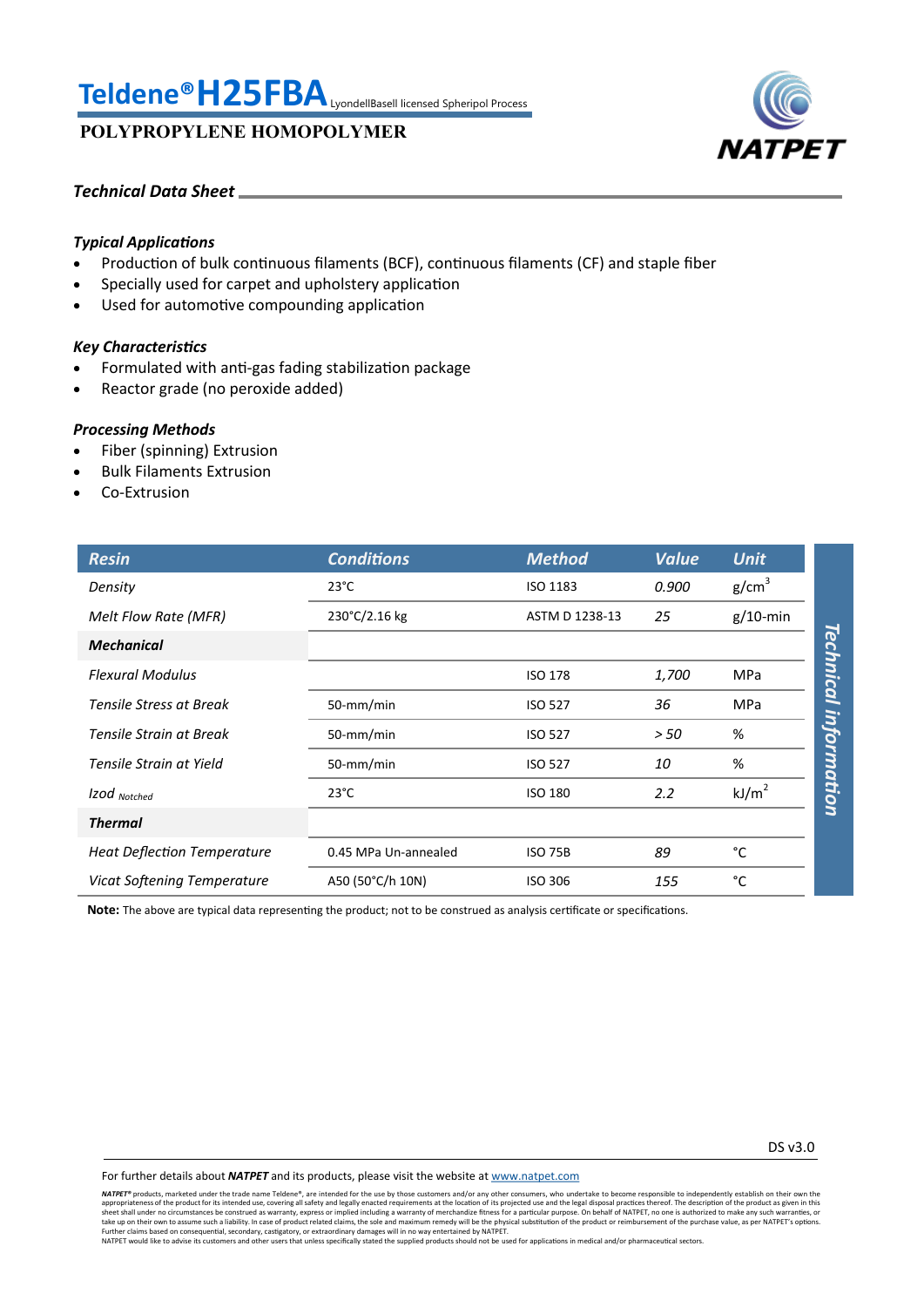# Teldene® H25FBA LyondellBasell licensed Spheripol Process

**POLYPROPYLENE HOMOPOLYMER**

NATPET

***Technical Data Sheet***

***Typical Applications***

- Production of bulk continuous filaments (BCF), continuous filaments (CF) and staple fiber
- Specially used for carpet and upholstery application
- Used for automotive compounding application

***Key Characteristics***

- Formulated with anti-gas fading stabilization package
- Reactor grade (no peroxide added)

***Processing Methods***

- Fiber (spinning) Extrusion
- Bulk Filaments Extrusion
- Co-Extrusion

| *Resin* | *Conditions* | *Method* | *Value* | *Unit* |
|---|---|---|---|---|
| *Density* | 23°C | ISO 1183 | *0.900* | $g/cm^3$ |
| *Melt Flow Rate (MFR)* | 230°C/2.16 kg | ASTM D 1238-13 | *25* | g/10-min |
| ***Mechanical*** | | | | |
| *Flexural Modulus* | | ISO 178 | *1,700* | MPa |
| *Tensile Stress at Break* | 50-mm/min | ISO 527 | *36* | MPa |
| *Tensile Strain at Break* | 50-mm/min | ISO 527 | *> 50* | % |
| *Tensile Strain at Yield* | 50-mm/min | ISO 527 | *10* | % |
| *Izod $_{Notched}$* | 23°C | ISO 180 | *2.2* | $kJ/m^2$ |
| ***Thermal*** | | | | |
| *Heat Deflection Temperature* | 0.45 MPa Un-annealed | ISO 75B | *89* | °C |
| *Vicat Softening Temperature* | A50 (50°C/h 10N) | ISO 306 | *155* | °C |

*Technical information*

**Note:** The above are typical data representing the product; not to be construed as analysis certificate or specifications.

DS v3.0

For further details about ***NATPET*** and its products, please visit the website at www.natpet.com

***NATPET®*** products, marketed under the trade name Teldene®, are intended for the use by those customers and/or any other consumers, who undertake to become responsible to independently establish on their own the appropriateness of the product for its intended use, covering all safety and legally enacted requirements at the location of its projected use and the legal disposal practices thereof. The description of the product as given in this sheet shall under no circumstances be construed as warranty, express or implied including a warranty of merchandize fitness for a particular purpose. On behalf of NATPET, no one is authorized to make any such warranties, or take up on their own to assume such a liability. In case of product related claims, the sole and maximum remedy will be the physical substitution of the product or reimbursement of the purchase value, as per NATPET's options. Further claims based on consequential, secondary, castigatory, or extraordinary damages will in no way entertained by NATPET.
NATPET would like to advise its customers and other users that unless specifically stated the supplied products should not be used for applications in medical and/or pharmaceutical sectors.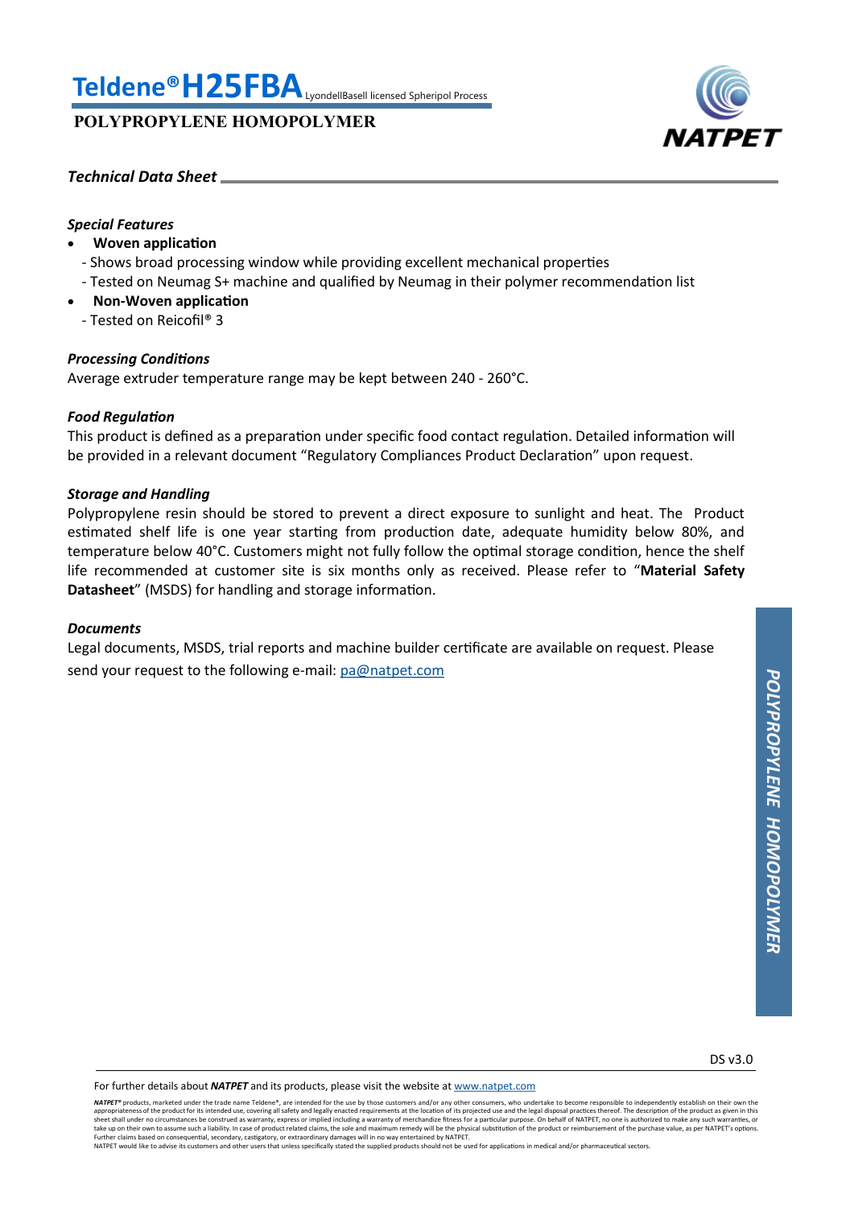# Teldene® H25FBA LyondellBasell licensed Spheripol Process

**POLYPROPYLENE HOMOPOLYMER**

***Technical Data Sheet***

***Special Features***

- **Woven application**
  - Shows broad processing window while providing excellent mechanical properties
  - Tested on Neumag S+ machine and qualified by Neumag in their polymer recommendation list
- **Non-Woven application**
  - Tested on Reicofil® 3

***Processing Conditions***

Average extruder temperature range may be kept between 240 - 260°C.

***Food Regulation***

This product is defined as a preparation under specific food contact regulation. Detailed information will be provided in a relevant document "Regulatory Compliances Product Declaration" upon request.

***Storage and Handling***

Polypropylene resin should be stored to prevent a direct exposure to sunlight and heat. The Product estimated shelf life is one year starting from production date, adequate humidity below 80%, and temperature below 40°C. Customers might not fully follow the optimal storage condition, hence the shelf life recommended at customer site is six months only as received. Please refer to "**Material Safety Datasheet**" (MSDS) for handling and storage information.

***Documents***

Legal documents, MSDS, trial reports and machine builder certificate are available on request. Please send your request to the following e-mail: pa@natpet.com

DS v3.0

For further details about ***NATPET*** and its products, please visit the website at www.natpet.com

***NATPET®*** products, marketed under the trade name Teldene®, are intended for the use by those customers and/or any other consumers, who undertake to become responsible to independently establish on their own the appropriateness of the product for its intended use, covering all safety and legally enacted requirements at the location of its projected use and the legal disposal practices thereof. The description of the product as given in this sheet shall under no circumstances be construed as warranty, express or implied including a warranty of merchandize fitness for a particular purpose. On behalf of NATPET, no one is authorized to make any such warranties, or take up on their own to assume such a liability. In case of product related claims, the sole and maximum remedy will be the physical substitution of the product or reimbursement of the purchase value, as per NATPET's options. Further claims based on consequential, secondary, castigatory, or extraordinary damages will in no way entertained by NATPET.
NATPET would like to advise its customers and other users that unless specifically stated the supplied products should not be used for applications in medical and/or pharmaceutical sectors.